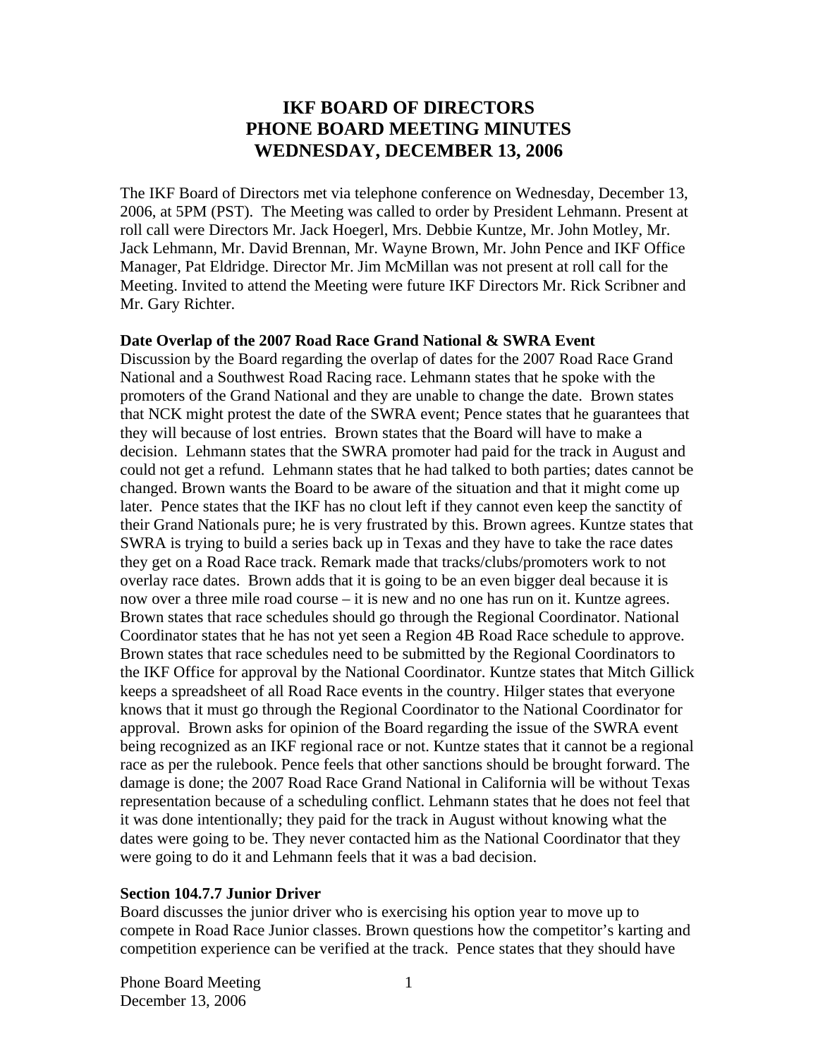# IKF BOARD OF DIRECTORS
# PHONE BOARD MEETING MINUTES
# WEDNESDAY, DECEMBER 13, 2006

The IKF Board of Directors met via telephone conference on Wednesday, December 13, 2006, at 5PM (PST). The Meeting was called to order by President Lehmann. Present at roll call were Directors Mr. Jack Hoegerl, Mrs. Debbie Kuntze, Mr. John Motley, Mr. Jack Lehmann, Mr. David Brennan, Mr. Wayne Brown, Mr. John Pence and IKF Office Manager, Pat Eldridge. Director Mr. Jim McMillan was not present at roll call for the Meeting. Invited to attend the Meeting were future IKF Directors Mr. Rick Scribner and Mr. Gary Richter.

**Date Overlap of the 2007 Road Race Grand National & SWRA Event**

Discussion by the Board regarding the overlap of dates for the 2007 Road Race Grand National and a Southwest Road Racing race. Lehmann states that he spoke with the promoters of the Grand National and they are unable to change the date. Brown states that NCK might protest the date of the SWRA event; Pence states that he guarantees that they will because of lost entries. Brown states that the Board will have to make a decision. Lehmann states that the SWRA promoter had paid for the track in August and could not get a refund. Lehmann states that he had talked to both parties; dates cannot be changed. Brown wants the Board to be aware of the situation and that it might come up later. Pence states that the IKF has no clout left if they cannot even keep the sanctity of their Grand Nationals pure; he is very frustrated by this. Brown agrees. Kuntze states that SWRA is trying to build a series back up in Texas and they have to take the race dates they get on a Road Race track. Remark made that tracks/clubs/promoters work to not overlay race dates. Brown adds that it is going to be an even bigger deal because it is now over a three mile road course – it is new and no one has run on it. Kuntze agrees. Brown states that race schedules should go through the Regional Coordinator. National Coordinator states that he has not yet seen a Region 4B Road Race schedule to approve. Brown states that race schedules need to be submitted by the Regional Coordinators to the IKF Office for approval by the National Coordinator. Kuntze states that Mitch Gillick keeps a spreadsheet of all Road Race events in the country. Hilger states that everyone knows that it must go through the Regional Coordinator to the National Coordinator for approval. Brown asks for opinion of the Board regarding the issue of the SWRA event being recognized as an IKF regional race or not. Kuntze states that it cannot be a regional race as per the rulebook. Pence feels that other sanctions should be brought forward. The damage is done; the 2007 Road Race Grand National in California will be without Texas representation because of a scheduling conflict. Lehmann states that he does not feel that it was done intentionally; they paid for the track in August without knowing what the dates were going to be. They never contacted him as the National Coordinator that they were going to do it and Lehmann feels that it was a bad decision.

**Section 104.7.7 Junior Driver**

Board discusses the junior driver who is exercising his option year to move up to compete in Road Race Junior classes. Brown questions how the competitor's karting and competition experience can be verified at the track. Pence states that they should have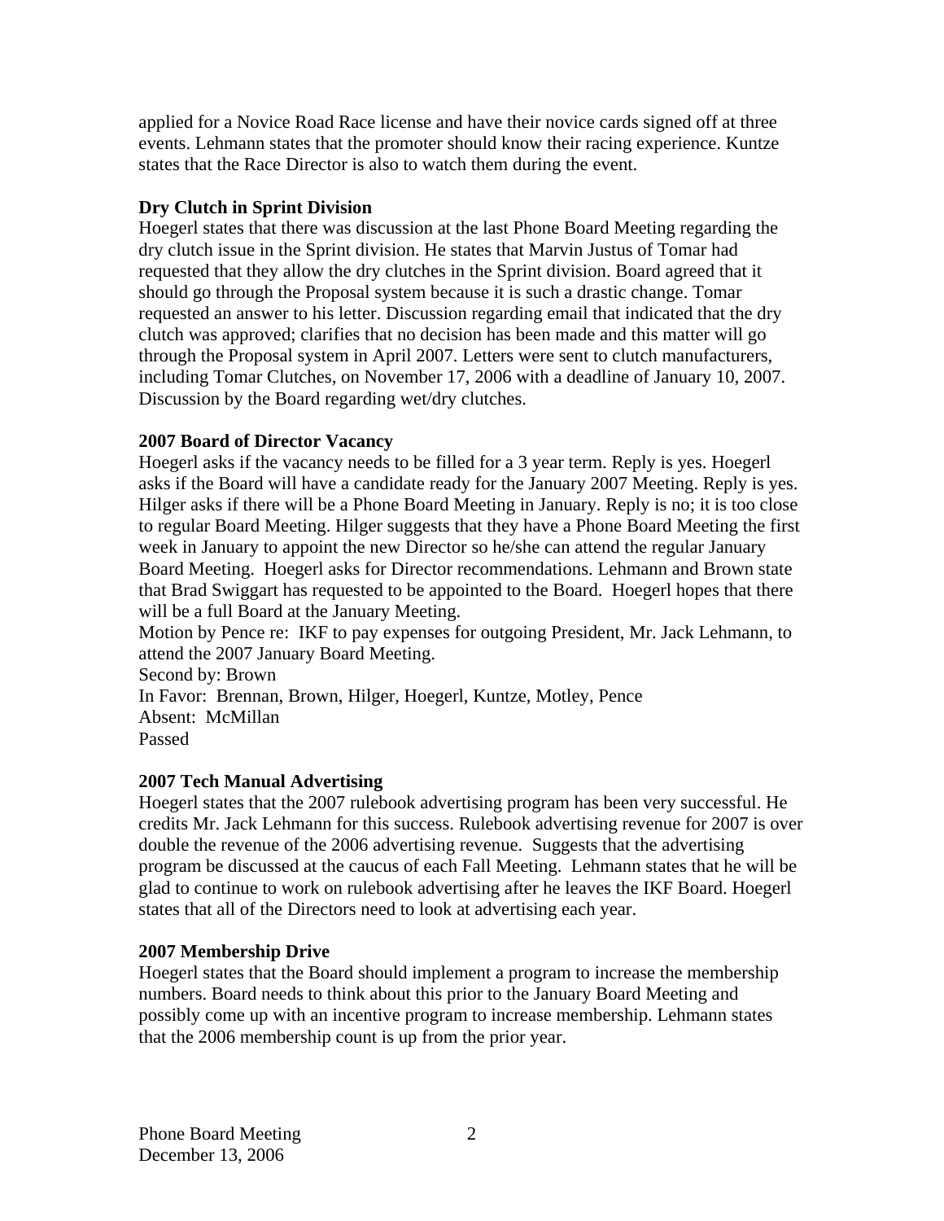applied for a Novice Road Race license and have their novice cards signed off at three events. Lehmann states that the promoter should know their racing experience. Kuntze states that the Race Director is also to watch them during the event.

**Dry Clutch in Sprint Division**

Hoegerl states that there was discussion at the last Phone Board Meeting regarding the dry clutch issue in the Sprint division. He states that Marvin Justus of Tomar had requested that they allow the dry clutches in the Sprint division. Board agreed that it should go through the Proposal system because it is such a drastic change. Tomar requested an answer to his letter. Discussion regarding email that indicated that the dry clutch was approved; clarifies that no decision has been made and this matter will go through the Proposal system in April 2007. Letters were sent to clutch manufacturers, including Tomar Clutches, on November 17, 2006 with a deadline of January 10, 2007. Discussion by the Board regarding wet/dry clutches.

**2007 Board of Director Vacancy**

Hoegerl asks if the vacancy needs to be filled for a 3 year term. Reply is yes. Hoegerl asks if the Board will have a candidate ready for the January 2007 Meeting. Reply is yes. Hilger asks if there will be a Phone Board Meeting in January. Reply is no; it is too close to regular Board Meeting. Hilger suggests that they have a Phone Board Meeting the first week in January to appoint the new Director so he/she can attend the regular January Board Meeting. Hoegerl asks for Director recommendations. Lehmann and Brown state that Brad Swiggart has requested to be appointed to the Board. Hoegerl hopes that there will be a full Board at the January Meeting.

Motion by Pence re: IKF to pay expenses for outgoing President, Mr. Jack Lehmann, to attend the 2007 January Board Meeting.
Second by: Brown
In Favor: Brennan, Brown, Hilger, Hoegerl, Kuntze, Motley, Pence
Absent: McMillan
Passed

**2007 Tech Manual Advertising**

Hoegerl states that the 2007 rulebook advertising program has been very successful. He credits Mr. Jack Lehmann for this success. Rulebook advertising revenue for 2007 is over double the revenue of the 2006 advertising revenue. Suggests that the advertising program be discussed at the caucus of each Fall Meeting. Lehmann states that he will be glad to continue to work on rulebook advertising after he leaves the IKF Board. Hoegerl states that all of the Directors need to look at advertising each year.

**2007 Membership Drive**

Hoegerl states that the Board should implement a program to increase the membership numbers. Board needs to think about this prior to the January Board Meeting and possibly come up with an incentive program to increase membership. Lehmann states that the 2006 membership count is up from the prior year.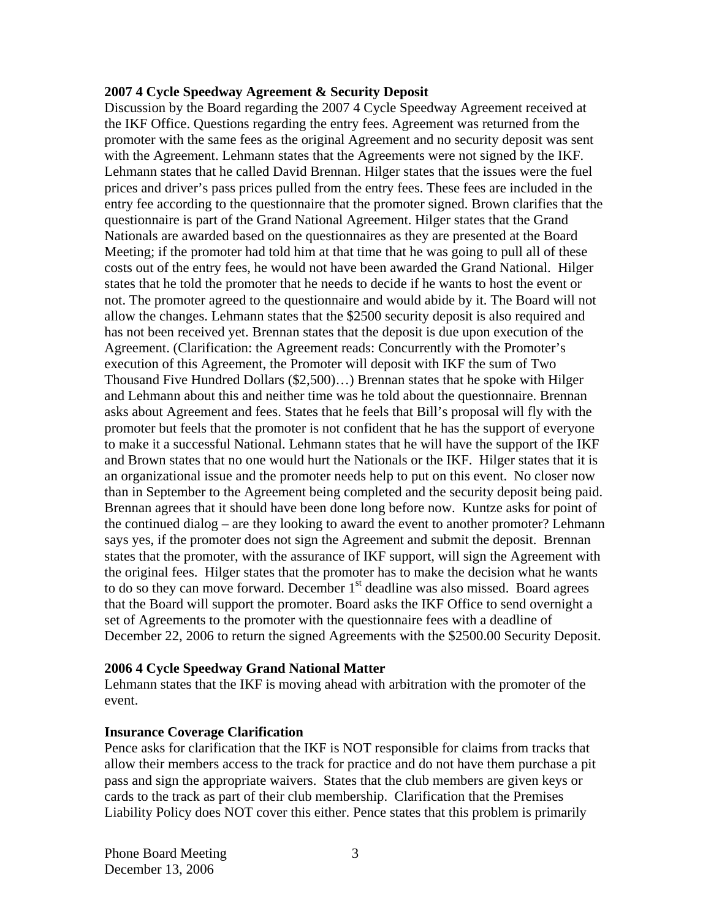**2007 4 Cycle Speedway Agreement & Security Deposit**

Discussion by the Board regarding the 2007 4 Cycle Speedway Agreement received at the IKF Office. Questions regarding the entry fees. Agreement was returned from the promoter with the same fees as the original Agreement and no security deposit was sent with the Agreement. Lehmann states that the Agreements were not signed by the IKF. Lehmann states that he called David Brennan. Hilger states that the issues were the fuel prices and driver's pass prices pulled from the entry fees. These fees are included in the entry fee according to the questionnaire that the promoter signed. Brown clarifies that the questionnaire is part of the Grand National Agreement. Hilger states that the Grand Nationals are awarded based on the questionnaires as they are presented at the Board Meeting; if the promoter had told him at that time that he was going to pull all of these costs out of the entry fees, he would not have been awarded the Grand National. Hilger states that he told the promoter that he needs to decide if he wants to host the event or not. The promoter agreed to the questionnaire and would abide by it. The Board will not allow the changes. Lehmann states that the $2500 security deposit is also required and has not been received yet. Brennan states that the deposit is due upon execution of the Agreement. (Clarification: the Agreement reads: Concurrently with the Promoter's execution of this Agreement, the Promoter will deposit with IKF the sum of Two Thousand Five Hundred Dollars ($2,500)…) Brennan states that he spoke with Hilger and Lehmann about this and neither time was he told about the questionnaire. Brennan asks about Agreement and fees. States that he feels that Bill's proposal will fly with the promoter but feels that the promoter is not confident that he has the support of everyone to make it a successful National. Lehmann states that he will have the support of the IKF and Brown states that no one would hurt the Nationals or the IKF. Hilger states that it is an organizational issue and the promoter needs help to put on this event. No closer now than in September to the Agreement being completed and the security deposit being paid. Brennan agrees that it should have been done long before now. Kuntze asks for point of the continued dialog – are they looking to award the event to another promoter? Lehmann says yes, if the promoter does not sign the Agreement and submit the deposit. Brennan states that the promoter, with the assurance of IKF support, will sign the Agreement with the original fees. Hilger states that the promoter has to make the decision what he wants to do so they can move forward. December 1st deadline was also missed. Board agrees that the Board will support the promoter. Board asks the IKF Office to send overnight a set of Agreements to the promoter with the questionnaire fees with a deadline of December 22, 2006 to return the signed Agreements with the $2500.00 Security Deposit.

**2006 4 Cycle Speedway Grand National Matter**

Lehmann states that the IKF is moving ahead with arbitration with the promoter of the event.

**Insurance Coverage Clarification**

Pence asks for clarification that the IKF is NOT responsible for claims from tracks that allow their members access to the track for practice and do not have them purchase a pit pass and sign the appropriate waivers. States that the club members are given keys or cards to the track as part of their club membership. Clarification that the Premises Liability Policy does NOT cover this either. Pence states that this problem is primarily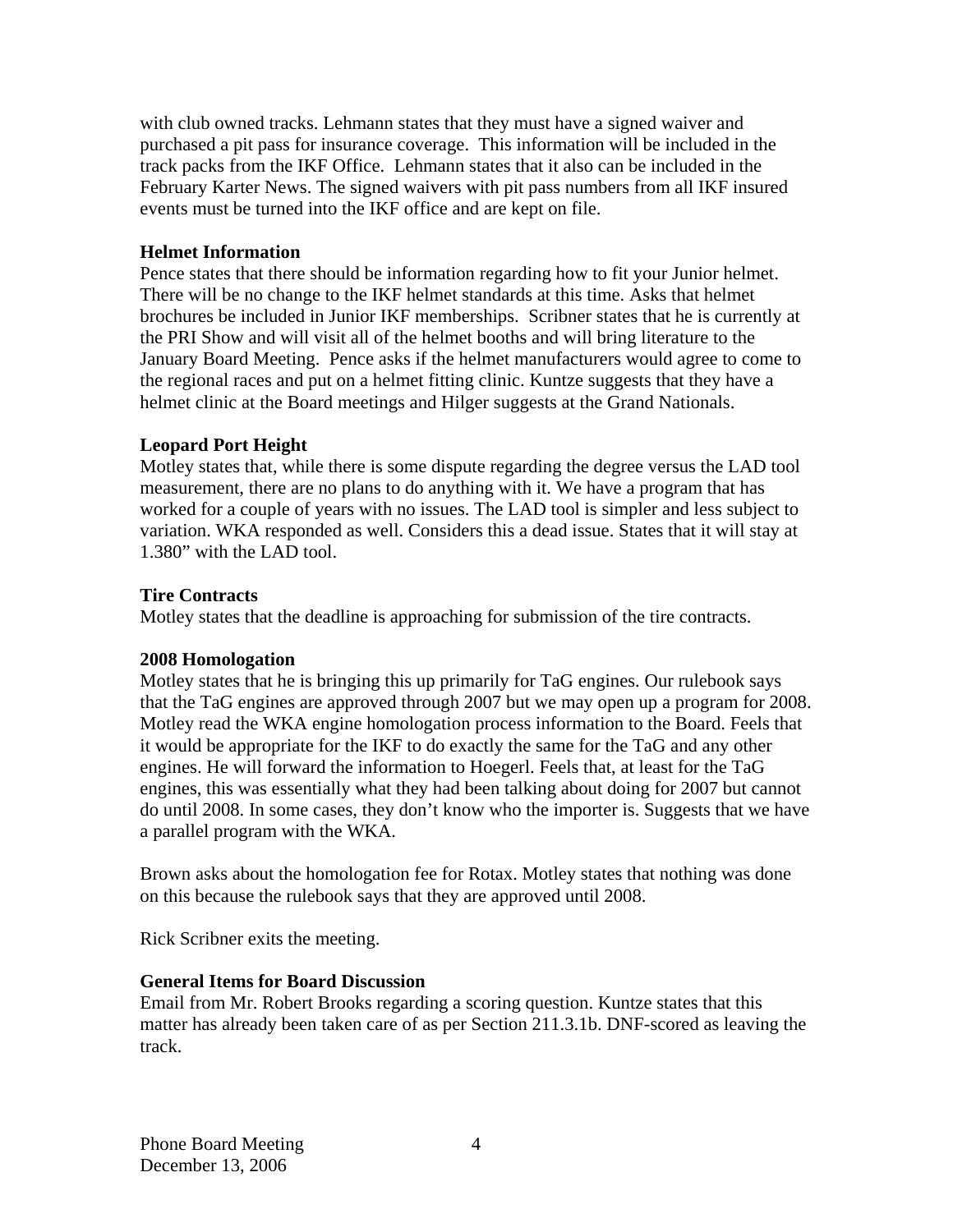with club owned tracks. Lehmann states that they must have a signed waiver and purchased a pit pass for insurance coverage.  This information will be included in the track packs from the IKF Office.  Lehmann states that it also can be included in the February Karter News. The signed waivers with pit pass numbers from all IKF insured events must be turned into the IKF office and are kept on file.

**Helmet Information**
Pence states that there should be information regarding how to fit your Junior helmet. There will be no change to the IKF helmet standards at this time. Asks that helmet brochures be included in Junior IKF memberships.  Scribner states that he is currently at the PRI Show and will visit all of the helmet booths and will bring literature to the January Board Meeting.  Pence asks if the helmet manufacturers would agree to come to the regional races and put on a helmet fitting clinic. Kuntze suggests that they have a helmet clinic at the Board meetings and Hilger suggests at the Grand Nationals.

**Leopard Port Height**
Motley states that, while there is some dispute regarding the degree versus the LAD tool measurement, there are no plans to do anything with it. We have a program that has worked for a couple of years with no issues. The LAD tool is simpler and less subject to variation. WKA responded as well. Considers this a dead issue. States that it will stay at 1.380" with the LAD tool.

**Tire Contracts**
Motley states that the deadline is approaching for submission of the tire contracts.

**2008 Homologation**
Motley states that he is bringing this up primarily for TaG engines. Our rulebook says that the TaG engines are approved through 2007 but we may open up a program for 2008. Motley read the WKA engine homologation process information to the Board. Feels that it would be appropriate for the IKF to do exactly the same for the TaG and any other engines. He will forward the information to Hoegerl. Feels that, at least for the TaG engines, this was essentially what they had been talking about doing for 2007 but cannot do until 2008. In some cases, they don't know who the importer is. Suggests that we have a parallel program with the WKA.

Brown asks about the homologation fee for Rotax. Motley states that nothing was done on this because the rulebook says that they are approved until 2008.

Rick Scribner exits the meeting.

**General Items for Board Discussion**
Email from Mr. Robert Brooks regarding a scoring question. Kuntze states that this matter has already been taken care of as per Section 211.3.1b. DNF-scored as leaving the track.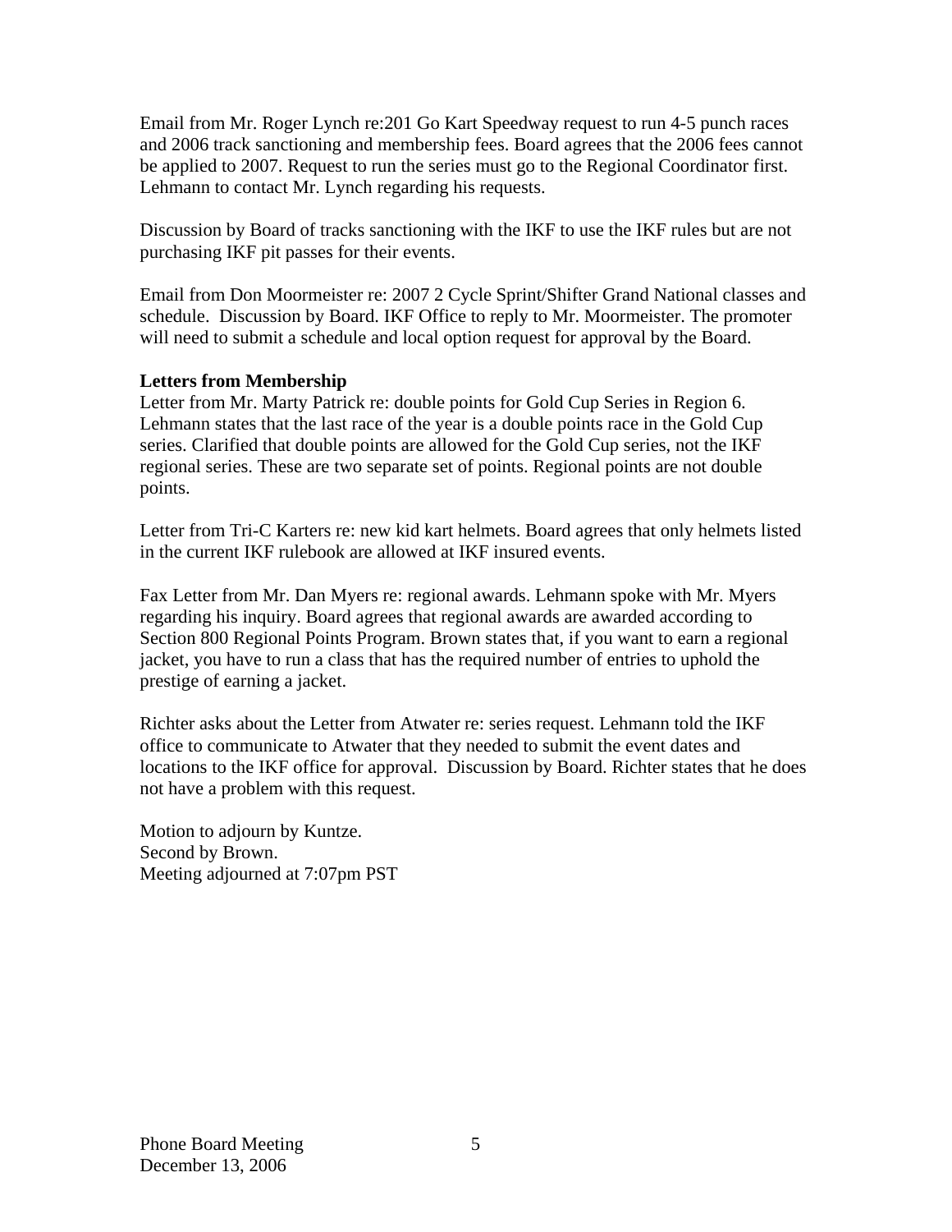Email from Mr. Roger Lynch re:201 Go Kart Speedway request to run 4-5 punch races and 2006 track sanctioning and membership fees. Board agrees that the 2006 fees cannot be applied to 2007. Request to run the series must go to the Regional Coordinator first. Lehmann to contact Mr. Lynch regarding his requests.

Discussion by Board of tracks sanctioning with the IKF to use the IKF rules but are not purchasing IKF pit passes for their events.

Email from Don Moormeister re: 2007 2 Cycle Sprint/Shifter Grand National classes and schedule. Discussion by Board. IKF Office to reply to Mr. Moormeister. The promoter will need to submit a schedule and local option request for approval by the Board.

**Letters from Membership**

Letter from Mr. Marty Patrick re: double points for Gold Cup Series in Region 6. Lehmann states that the last race of the year is a double points race in the Gold Cup series. Clarified that double points are allowed for the Gold Cup series, not the IKF regional series. These are two separate set of points. Regional points are not double points.

Letter from Tri-C Karters re: new kid kart helmets. Board agrees that only helmets listed in the current IKF rulebook are allowed at IKF insured events.

Fax Letter from Mr. Dan Myers re: regional awards. Lehmann spoke with Mr. Myers regarding his inquiry. Board agrees that regional awards are awarded according to Section 800 Regional Points Program. Brown states that, if you want to earn a regional jacket, you have to run a class that has the required number of entries to uphold the prestige of earning a jacket.

Richter asks about the Letter from Atwater re: series request. Lehmann told the IKF office to communicate to Atwater that they needed to submit the event dates and locations to the IKF office for approval. Discussion by Board. Richter states that he does not have a problem with this request.

Motion to adjourn by Kuntze.
Second by Brown.
Meeting adjourned at 7:07pm PST